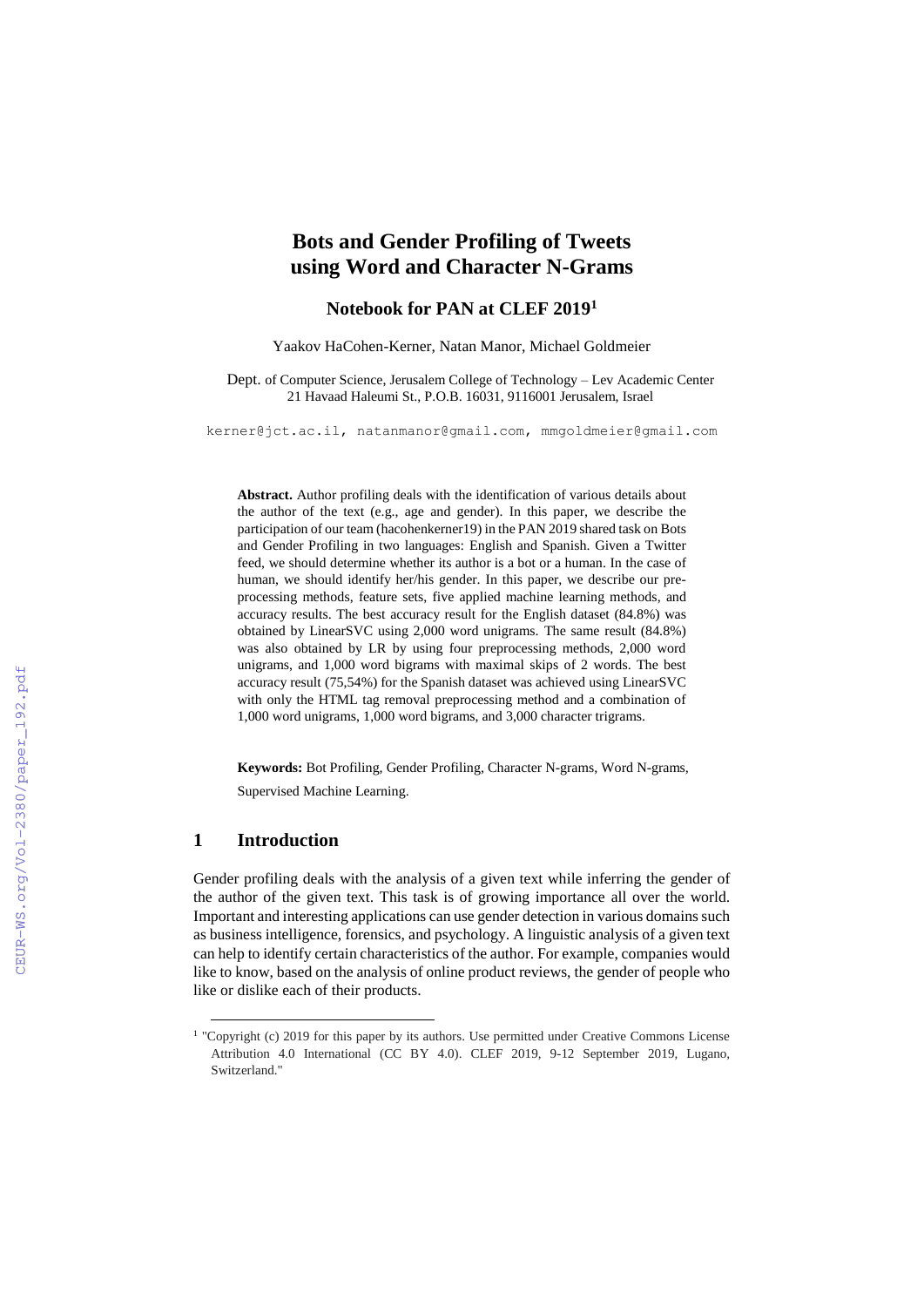# Bots and Gender Profiling of Tweets using Word and Character N-Grams

## Notebook for PAN at CLEF 2019[1]

Yaakov HaCohen-Kerner, Natan Manor, Michael Goldmeier

Dept. of Computer Science, Jerusalem College of Technology – Lev Academic Center
21 Havaad Haleumi St., P.O.B. 16031, 9116001 Jerusalem, Israel

kerner@jct.ac.il, natanmanor@gmail.com, mmgoldmeier@gmail.com

**Abstract.** Author profiling deals with the identification of various details about the author of the text (e.g., age and gender). In this paper, we describe the participation of our team (hacohenkerner19) in the PAN 2019 shared task on Bots and Gender Profiling in two languages: English and Spanish. Given a Twitter feed, we should determine whether its author is a bot or a human. In the case of human, we should identify her/his gender. In this paper, we describe our preprocessing methods, feature sets, five applied machine learning methods, and accuracy results. The best accuracy result for the English dataset (84.8%) was obtained by LinearSVC using 2,000 word unigrams. The same result (84.8%) was also obtained by LR by using four preprocessing methods, 2,000 word unigrams, and 1,000 word bigrams with maximal skips of 2 words. The best accuracy result (75,54%) for the Spanish dataset was achieved using LinearSVC with only the HTML tag removal preprocessing method and a combination of 1,000 word unigrams, 1,000 word bigrams, and 3,000 character trigrams.

**Keywords:** Bot Profiling, Gender Profiling, Character N-grams, Word N-grams, Supervised Machine Learning.

## 1 Introduction

Gender profiling deals with the analysis of a given text while inferring the gender of the author of the given text. This task is of growing importance all over the world. Important and interesting applications can use gender detection in various domains such as business intelligence, forensics, and psychology. A linguistic analysis of a given text can help to identify certain characteristics of the author. For example, companies would like to know, based on the analysis of online product reviews, the gender of people who like or dislike each of their products.

[1] "Copyright (c) 2019 for this paper by its authors. Use permitted under Creative Commons License Attribution 4.0 International (CC BY 4.0). CLEF 2019, 9-12 September 2019, Lugano, Switzerland."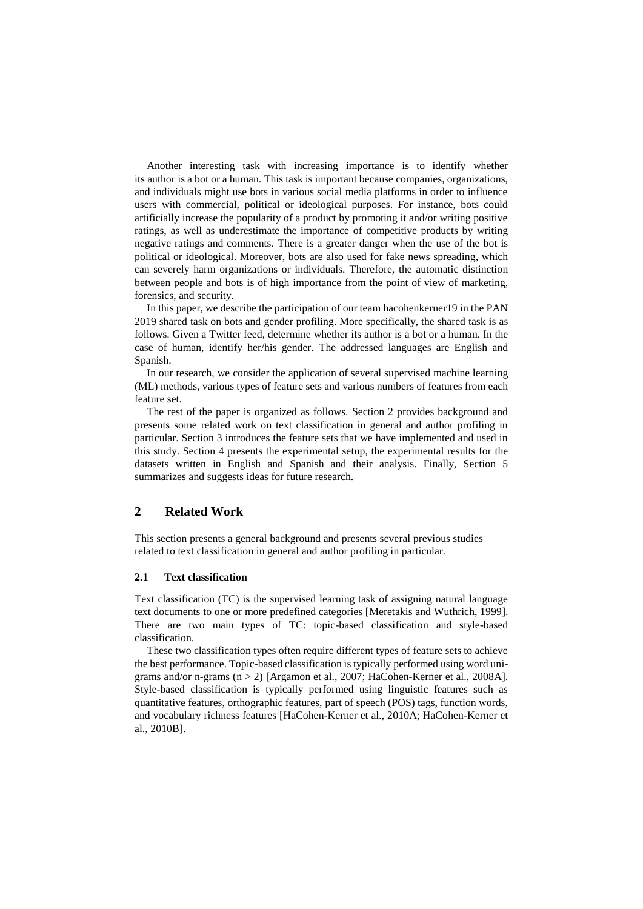Another interesting task with increasing importance is to identify whether its author is a bot or a human. This task is important because companies, organizations, and individuals might use bots in various social media platforms in order to influence users with commercial, political or ideological purposes. For instance, bots could artificially increase the popularity of a product by promoting it and/or writing positive ratings, as well as underestimate the importance of competitive products by writing negative ratings and comments. There is a greater danger when the use of the bot is political or ideological. Moreover, bots are also used for fake news spreading, which can severely harm organizations or individuals. Therefore, the automatic distinction between people and bots is of high importance from the point of view of marketing, forensics, and security.

In this paper, we describe the participation of our team hacohenkerner19 in the PAN 2019 shared task on bots and gender profiling. More specifically, the shared task is as follows. Given a Twitter feed, determine whether its author is a bot or a human. In the case of human, identify her/his gender. The addressed languages are English and Spanish.

In our research, we consider the application of several supervised machine learning (ML) methods, various types of feature sets and various numbers of features from each feature set.

The rest of the paper is organized as follows. Section 2 provides background and presents some related work on text classification in general and author profiling in particular. Section 3 introduces the feature sets that we have implemented and used in this study. Section 4 presents the experimental setup, the experimental results for the datasets written in English and Spanish and their analysis. Finally, Section 5 summarizes and suggests ideas for future research.

## 2 Related Work

This section presents a general background and presents several previous studies related to text classification in general and author profiling in particular.

### 2.1 Text classification

Text classification (TC) is the supervised learning task of assigning natural language text documents to one or more predefined categories [Meretakis and Wuthrich, 1999]. There are two main types of TC: topic-based classification and style-based classification.

These two classification types often require different types of feature sets to achieve the best performance. Topic-based classification is typically performed using word uni-grams and/or n-grams ($n > 2$) [Argamon et al., 2007; HaCohen-Kerner et al., 2008A]. Style-based classification is typically performed using linguistic features such as quantitative features, orthographic features, part of speech (POS) tags, function words, and vocabulary richness features [HaCohen-Kerner et al., 2010A; HaCohen-Kerner et al., 2010B].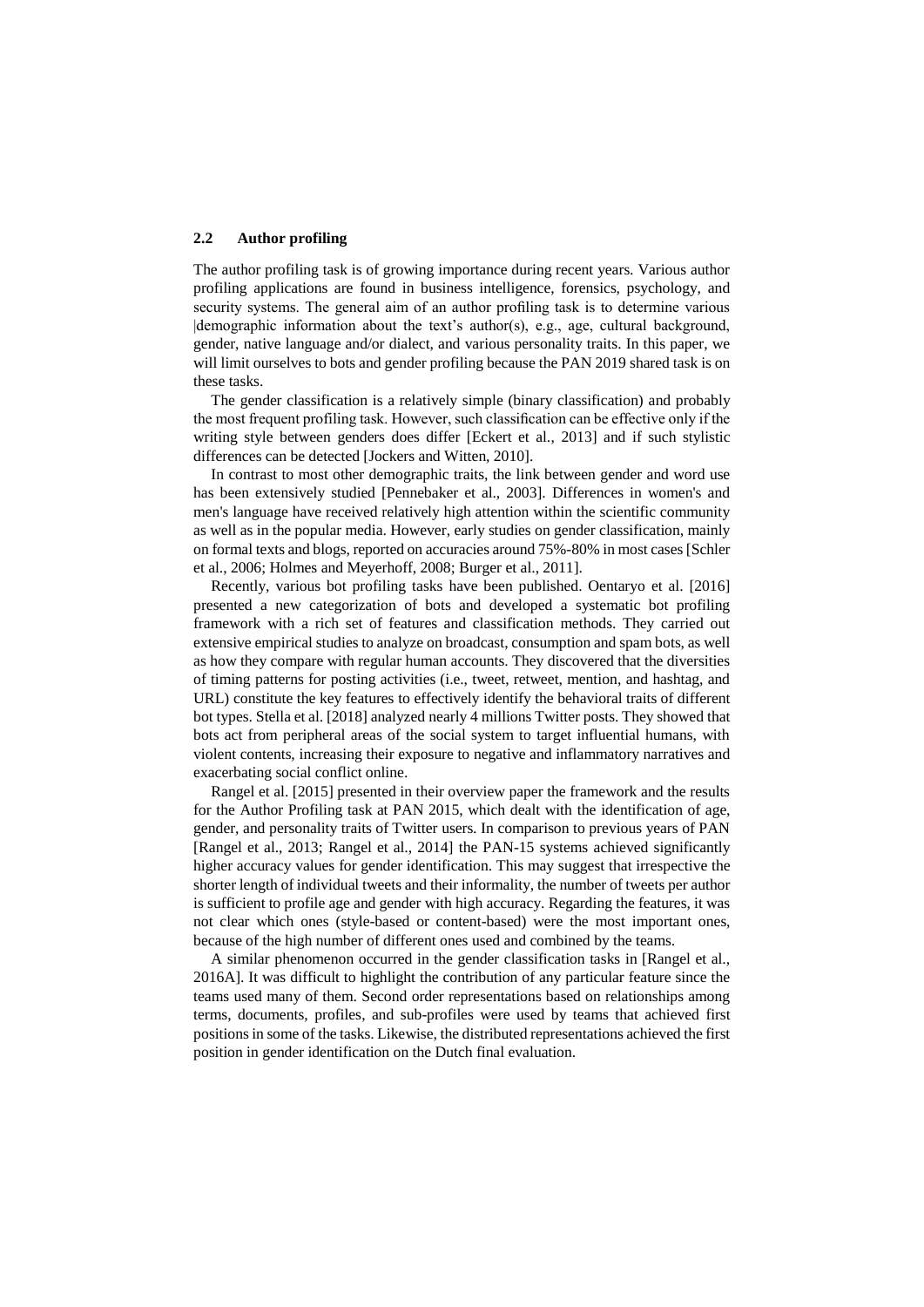### 2.2 Author profiling

The author profiling task is of growing importance during recent years. Various author profiling applications are found in business intelligence, forensics, psychology, and security systems. The general aim of an author profiling task is to determine various |demographic information about the text's author(s), e.g., age, cultural background, gender, native language and/or dialect, and various personality traits. In this paper, we will limit ourselves to bots and gender profiling because the PAN 2019 shared task is on these tasks.

The gender classification is a relatively simple (binary classification) and probably the most frequent profiling task. However, such classification can be effective only if the writing style between genders does differ [Eckert et al., 2013] and if such stylistic differences can be detected [Jockers and Witten, 2010].

In contrast to most other demographic traits, the link between gender and word use has been extensively studied [Pennebaker et al., 2003]. Differences in women's and men's language have received relatively high attention within the scientific community as well as in the popular media. However, early studies on gender classification, mainly on formal texts and blogs, reported on accuracies around 75%-80% in most cases [Schler et al., 2006; Holmes and Meyerhoff, 2008; Burger et al., 2011].

Recently, various bot profiling tasks have been published. Oentaryo et al. [2016] presented a new categorization of bots and developed a systematic bot profiling framework with a rich set of features and classification methods. They carried out extensive empirical studies to analyze on broadcast, consumption and spam bots, as well as how they compare with regular human accounts. They discovered that the diversities of timing patterns for posting activities (i.e., tweet, retweet, mention, and hashtag, and URL) constitute the key features to effectively identify the behavioral traits of different bot types. Stella et al. [2018] analyzed nearly 4 millions Twitter posts. They showed that bots act from peripheral areas of the social system to target influential humans, with violent contents, increasing their exposure to negative and inflammatory narratives and exacerbating social conflict online.

Rangel et al. [2015] presented in their overview paper the framework and the results for the Author Profiling task at PAN 2015, which dealt with the identification of age, gender, and personality traits of Twitter users. In comparison to previous years of PAN [Rangel et al., 2013; Rangel et al., 2014] the PAN-15 systems achieved significantly higher accuracy values for gender identification. This may suggest that irrespective the shorter length of individual tweets and their informality, the number of tweets per author is sufficient to profile age and gender with high accuracy. Regarding the features, it was not clear which ones (style-based or content-based) were the most important ones, because of the high number of different ones used and combined by the teams.

A similar phenomenon occurred in the gender classification tasks in [Rangel et al., 2016A]. It was difficult to highlight the contribution of any particular feature since the teams used many of them. Second order representations based on relationships among terms, documents, profiles, and sub-profiles were used by teams that achieved first positions in some of the tasks. Likewise, the distributed representations achieved the first position in gender identification on the Dutch final evaluation.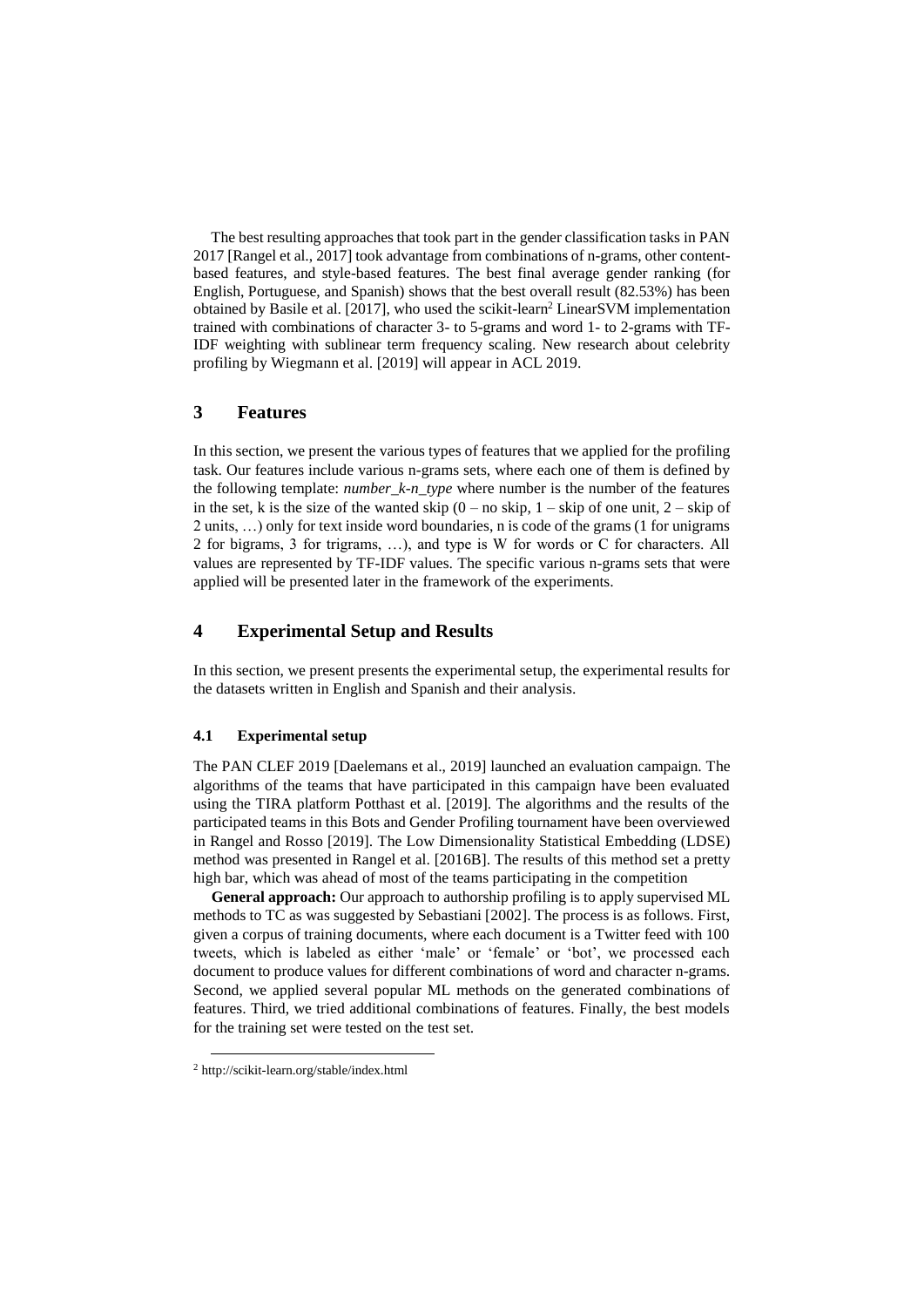The best resulting approaches that took part in the gender classification tasks in PAN 2017 [Rangel et al., 2017] took advantage from combinations of n-grams, other content-based features, and style-based features. The best final average gender ranking (for English, Portuguese, and Spanish) shows that the best overall result (82.53%) has been obtained by Basile et al. [2017], who used the scikit-learn[2] LinearSVM implementation trained with combinations of character 3- to 5-grams and word 1- to 2-grams with TF-IDF weighting with sublinear term frequency scaling. New research about celebrity profiling by Wiegmann et al. [2019] will appear in ACL 2019.

# 3 Features

In this section, we present the various types of features that we applied for the profiling task. Our features include various n-grams sets, where each one of them is defined by the following template: *number_k-n_type* where number is the number of the features in the set, k is the size of the wanted skip (0 – no skip, 1 – skip of one unit, 2 – skip of 2 units, …) only for text inside word boundaries, n is code of the grams (1 for unigrams 2 for bigrams, 3 for trigrams, …), and type is W for words or C for characters. All values are represented by TF-IDF values. The specific various n-grams sets that were applied will be presented later in the framework of the experiments.

# 4 Experimental Setup and Results

In this section, we present presents the experimental setup, the experimental results for the datasets written in English and Spanish and their analysis.

## 4.1 Experimental setup

The PAN CLEF 2019 [Daelemans et al., 2019] launched an evaluation campaign. The algorithms of the teams that have participated in this campaign have been evaluated using the TIRA platform Potthast et al. [2019]. The algorithms and the results of the participated teams in this Bots and Gender Profiling tournament have been overviewed in Rangel and Rosso [2019]. The Low Dimensionality Statistical Embedding (LDSE) method was presented in Rangel et al. [2016B]. The results of this method set a pretty high bar, which was ahead of most of the teams participating in the competition

**General approach:** Our approach to authorship profiling is to apply supervised ML methods to TC as was suggested by Sebastiani [2002]. The process is as follows. First, given a corpus of training documents, where each document is a Twitter feed with 100 tweets, which is labeled as either 'male' or 'female' or 'bot', we processed each document to produce values for different combinations of word and character n-grams. Second, we applied several popular ML methods on the generated combinations of features. Third, we tried additional combinations of features. Finally, the best models for the training set were tested on the test set.

[2] http://scikit-learn.org/stable/index.html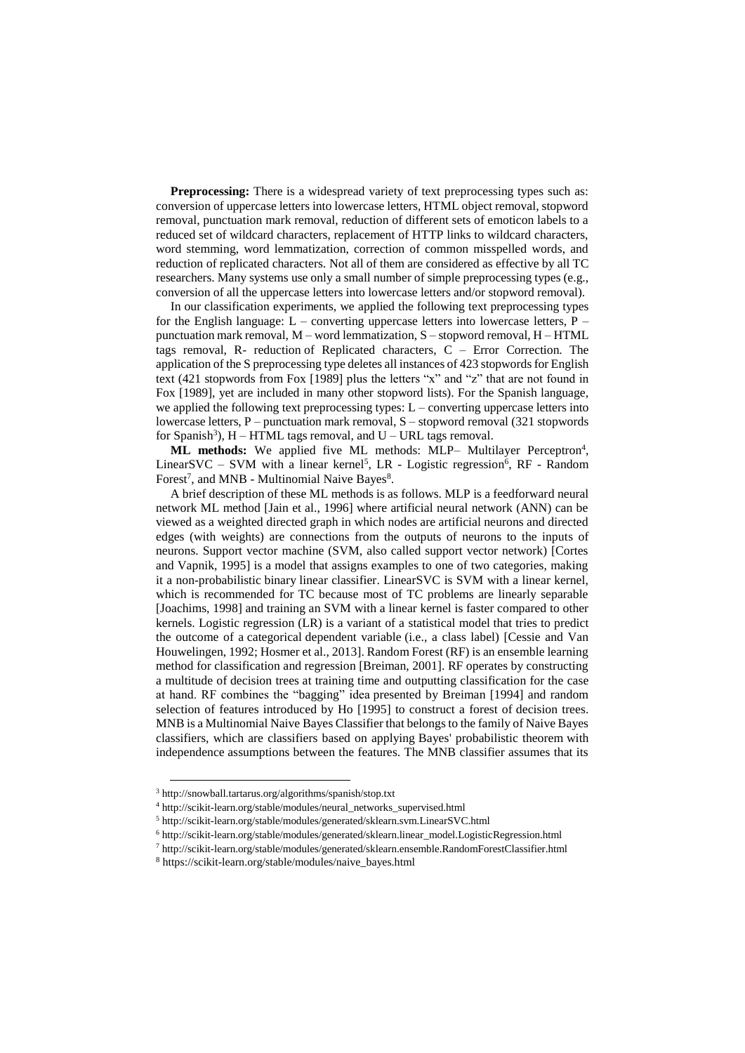**Preprocessing:** There is a widespread variety of text preprocessing types such as: conversion of uppercase letters into lowercase letters, HTML object removal, stopword removal, punctuation mark removal, reduction of different sets of emoticon labels to a reduced set of wildcard characters, replacement of HTTP links to wildcard characters, word stemming, word lemmatization, correction of common misspelled words, and reduction of replicated characters. Not all of them are considered as effective by all TC researchers. Many systems use only a small number of simple preprocessing types (e.g., conversion of all the uppercase letters into lowercase letters and/or stopword removal).

In our classification experiments, we applied the following text preprocessing types for the English language: L – converting uppercase letters into lowercase letters, P – punctuation mark removal, M – word lemmatization, S – stopword removal, H – HTML tags removal, R- reduction of Replicated characters, C – Error Correction. The application of the S preprocessing type deletes all instances of 423 stopwords for English text (421 stopwords from Fox [1989] plus the letters "x" and "z" that are not found in Fox [1989], yet are included in many other stopword lists). For the Spanish language, we applied the following text preprocessing types: L – converting uppercase letters into lowercase letters, P – punctuation mark removal, S – stopword removal (321 stopwords for Spanish[3]), H – HTML tags removal, and U – URL tags removal.

**ML methods:** We applied five ML methods: MLP– Multilayer Perceptron[4], LinearSVC – SVM with a linear kernel[5], LR - Logistic regression[6], RF - Random Forest[7], and MNB - Multinomial Naive Bayes[8].

A brief description of these ML methods is as follows. MLP is a feedforward neural network ML method [Jain et al., 1996] where artificial neural network (ANN) can be viewed as a weighted directed graph in which nodes are artificial neurons and directed edges (with weights) are connections from the outputs of neurons to the inputs of neurons. Support vector machine (SVM, also called support vector network) [Cortes and Vapnik, 1995] is a model that assigns examples to one of two categories, making it a non-probabilistic binary linear classifier. LinearSVC is SVM with a linear kernel, which is recommended for TC because most of TC problems are linearly separable [Joachims, 1998] and training an SVM with a linear kernel is faster compared to other kernels. Logistic regression (LR) is a variant of a statistical model that tries to predict the outcome of a categorical dependent variable (i.e., a class label) [Cessie and Van Houwelingen, 1992; Hosmer et al., 2013]. Random Forest (RF) is an ensemble learning method for classification and regression [Breiman, 2001]. RF operates by constructing a multitude of decision trees at training time and outputting classification for the case at hand. RF combines the "bagging" idea presented by Breiman [1994] and random selection of features introduced by Ho [1995] to construct a forest of decision trees. MNB is a Multinomial Naive Bayes Classifier that belongs to the family of Naive Bayes classifiers, which are classifiers based on applying Bayes' probabilistic theorem with independence assumptions between the features. The MNB classifier assumes that its

---

[3] http://snowball.tartarus.org/algorithms/spanish/stop.txt

[4] http://scikit-learn.org/stable/modules/neural_networks_supervised.html

[5] http://scikit-learn.org/stable/modules/generated/sklearn.svm.LinearSVC.html

[6] http://scikit-learn.org/stable/modules/generated/sklearn.linear_model.LogisticRegression.html

[7] http://scikit-learn.org/stable/modules/generated/sklearn.ensemble.RandomForestClassifier.html

[8] https://scikit-learn.org/stable/modules/naive_bayes.html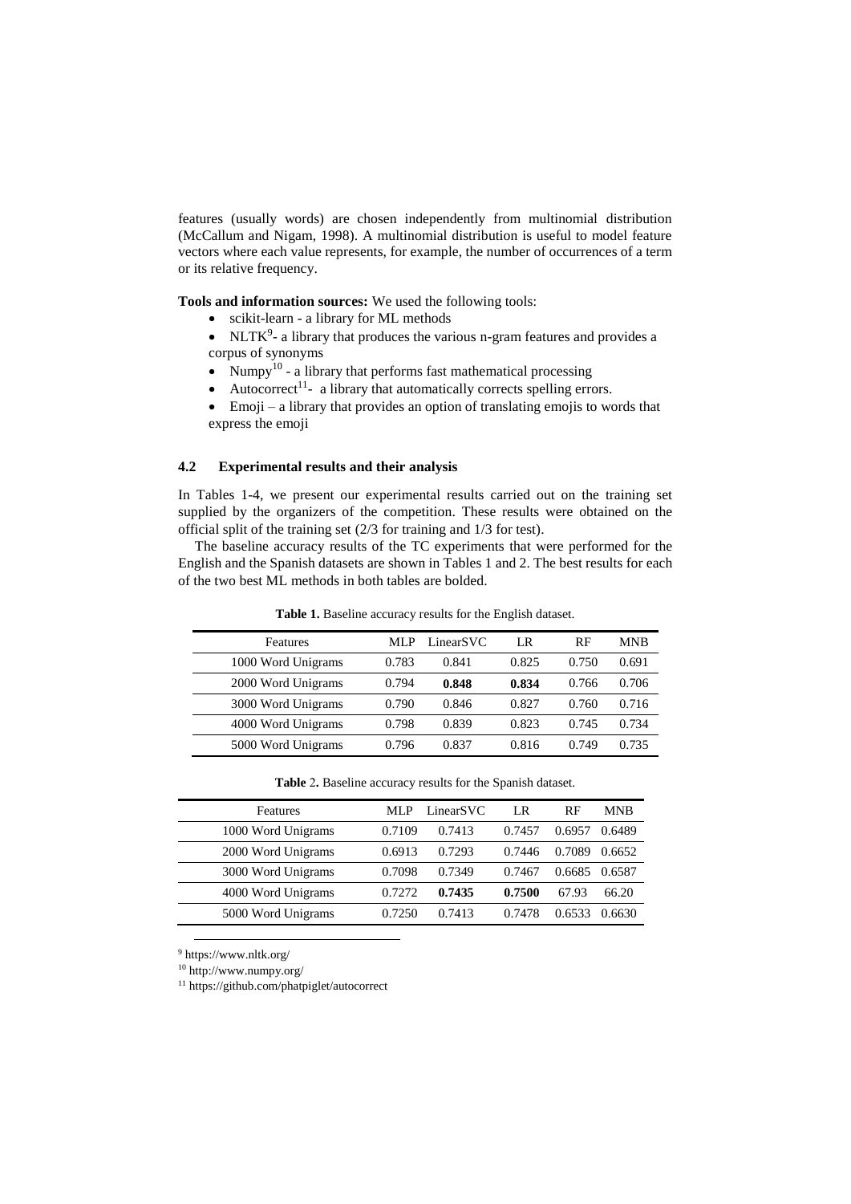features (usually words) are chosen independently from multinomial distribution (McCallum and Nigam, 1998). A multinomial distribution is useful to model feature vectors where each value represents, for example, the number of occurrences of a term or its relative frequency.

**Tools and information sources:** We used the following tools:

- scikit-learn - a library for ML methods
- NLTK[9]- a library that produces the various n-gram features and provides a corpus of synonyms
- Numpy[10] - a library that performs fast mathematical processing
- Autocorrect[11]- a library that automatically corrects spelling errors.
- Emoji – a library that provides an option of translating emojis to words that express the emoji

### 4.2 Experimental results and their analysis

In Tables 1-4, we present our experimental results carried out on the training set supplied by the organizers of the competition. These results were obtained on the official split of the training set (2/3 for training and 1/3 for test).

The baseline accuracy results of the TC experiments that were performed for the English and the Spanish datasets are shown in Tables 1 and 2. The best results for each of the two best ML methods in both tables are bolded.

**Table 1.** Baseline accuracy results for the English dataset.

| Features | MLP | LinearSVC | LR | RF | MNB |
|---|---|---|---|---|---|
| 1000 Word Unigrams | 0.783 | 0.841 | 0.825 | 0.750 | 0.691 |
| 2000 Word Unigrams | 0.794 | **0.848** | **0.834** | 0.766 | 0.706 |
| 3000 Word Unigrams | 0.790 | 0.846 | 0.827 | 0.760 | 0.716 |
| 4000 Word Unigrams | 0.798 | 0.839 | 0.823 | 0.745 | 0.734 |
| 5000 Word Unigrams | 0.796 | 0.837 | 0.816 | 0.749 | 0.735 |

**Table 2.** Baseline accuracy results for the Spanish dataset.

| Features | MLP | LinearSVC | LR | RF | MNB |
|---|---|---|---|---|---|
| 1000 Word Unigrams | 0.7109 | 0.7413 | 0.7457 | 0.6957 | 0.6489 |
| 2000 Word Unigrams | 0.6913 | 0.7293 | 0.7446 | 0.7089 | 0.6652 |
| 3000 Word Unigrams | 0.7098 | 0.7349 | 0.7467 | 0.6685 | 0.6587 |
| 4000 Word Unigrams | 0.7272 | **0.7435** | **0.7500** | 67.93 | 66.20 |
| 5000 Word Unigrams | 0.7250 | 0.7413 | 0.7478 | 0.6533 | 0.6630 |

[9] https://www.nltk.org/

[10] http://www.numpy.org/

[11] https://github.com/phatpiglet/autocorrect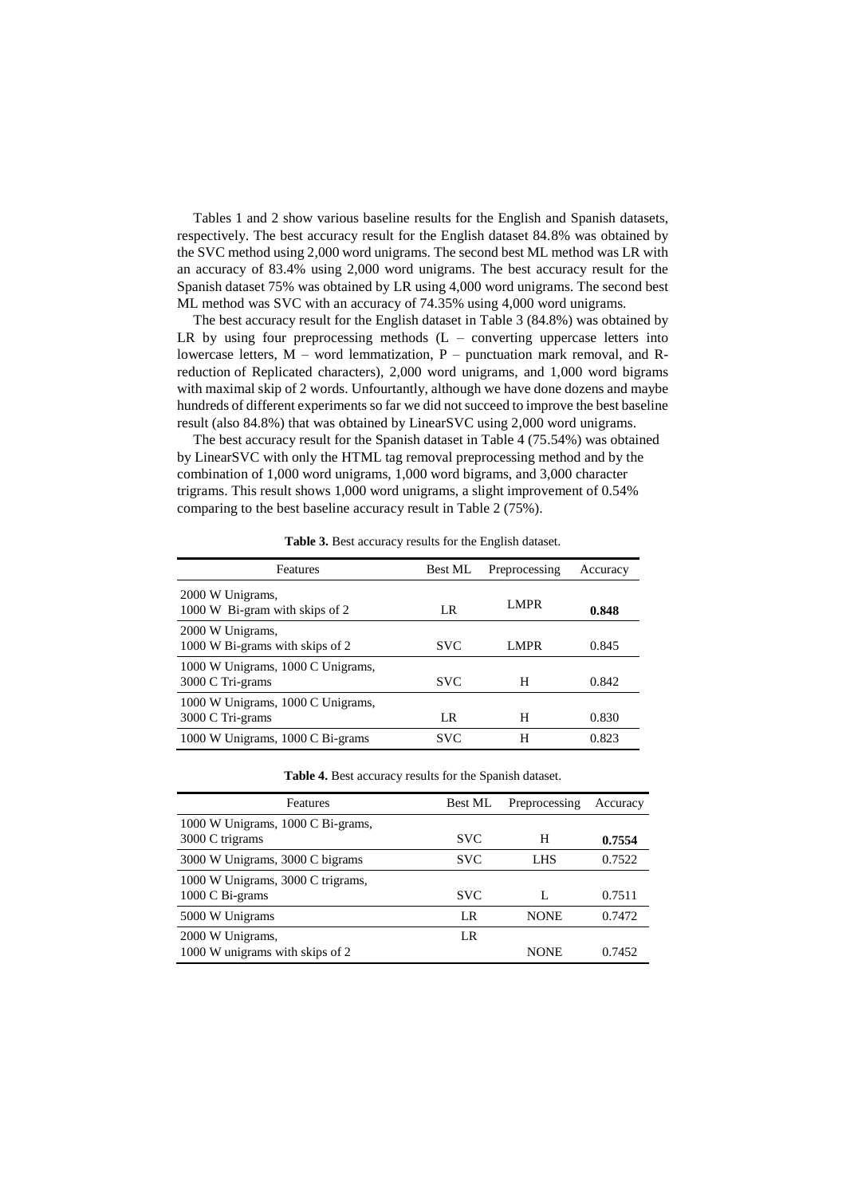Tables 1 and 2 show various baseline results for the English and Spanish datasets, respectively. The best accuracy result for the English dataset 84.8% was obtained by the SVC method using 2,000 word unigrams. The second best ML method was LR with an accuracy of 83.4% using 2,000 word unigrams. The best accuracy result for the Spanish dataset 75% was obtained by LR using 4,000 word unigrams. The second best ML method was SVC with an accuracy of 74.35% using 4,000 word unigrams.

The best accuracy result for the English dataset in Table 3 (84.8%) was obtained by LR by using four preprocessing methods (L – converting uppercase letters into lowercase letters, M – word lemmatization, P – punctuation mark removal, and R-reduction of Replicated characters), 2,000 word unigrams, and 1,000 word bigrams with maximal skip of 2 words. Unfourtantly, although we have done dozens and maybe hundreds of different experiments so far we did not succeed to improve the best baseline result (also 84.8%) that was obtained by LinearSVC using 2,000 word unigrams.

The best accuracy result for the Spanish dataset in Table 4 (75.54%) was obtained by LinearSVC with only the HTML tag removal preprocessing method and by the combination of 1,000 word unigrams, 1,000 word bigrams, and 3,000 character trigrams. This result shows 1,000 word unigrams, a slight improvement of 0.54% comparing to the best baseline accuracy result in Table 2 (75%).

**Table 3.** Best accuracy results for the English dataset.

| Features | Best ML | Preprocessing | Accuracy |
|---|---|---|---|
| 2000 W Unigrams, 1000 W Bi-gram with skips of 2 | LR | LMPR | **0.848** |
| 2000 W Unigrams, 1000 W Bi-grams with skips of 2 | SVC | LMPR | 0.845 |
| 1000 W Unigrams, 1000 C Unigrams, 3000 C Tri-grams | SVC | H | 0.842 |
| 1000 W Unigrams, 1000 C Unigrams, 3000 C Tri-grams | LR | H | 0.830 |
| 1000 W Unigrams, 1000 C Bi-grams | SVC | H | 0.823 |

**Table 4.** Best accuracy results for the Spanish dataset.

| Features | Best ML | Preprocessing | Accuracy |
|---|---|---|---|
| 1000 W Unigrams, 1000 C Bi-grams, 3000 C trigrams | SVC | H | **0.7554** |
| 3000 W Unigrams, 3000 C bigrams | SVC | LHS | 0.7522 |
| 1000 W Unigrams, 3000 C trigrams, 1000 C Bi-grams | SVC | L | 0.7511 |
| 5000 W Unigrams | LR | NONE | 0.7472 |
| 2000 W Unigrams, 1000 W unigrams with skips of 2 | LR | NONE | 0.7452 |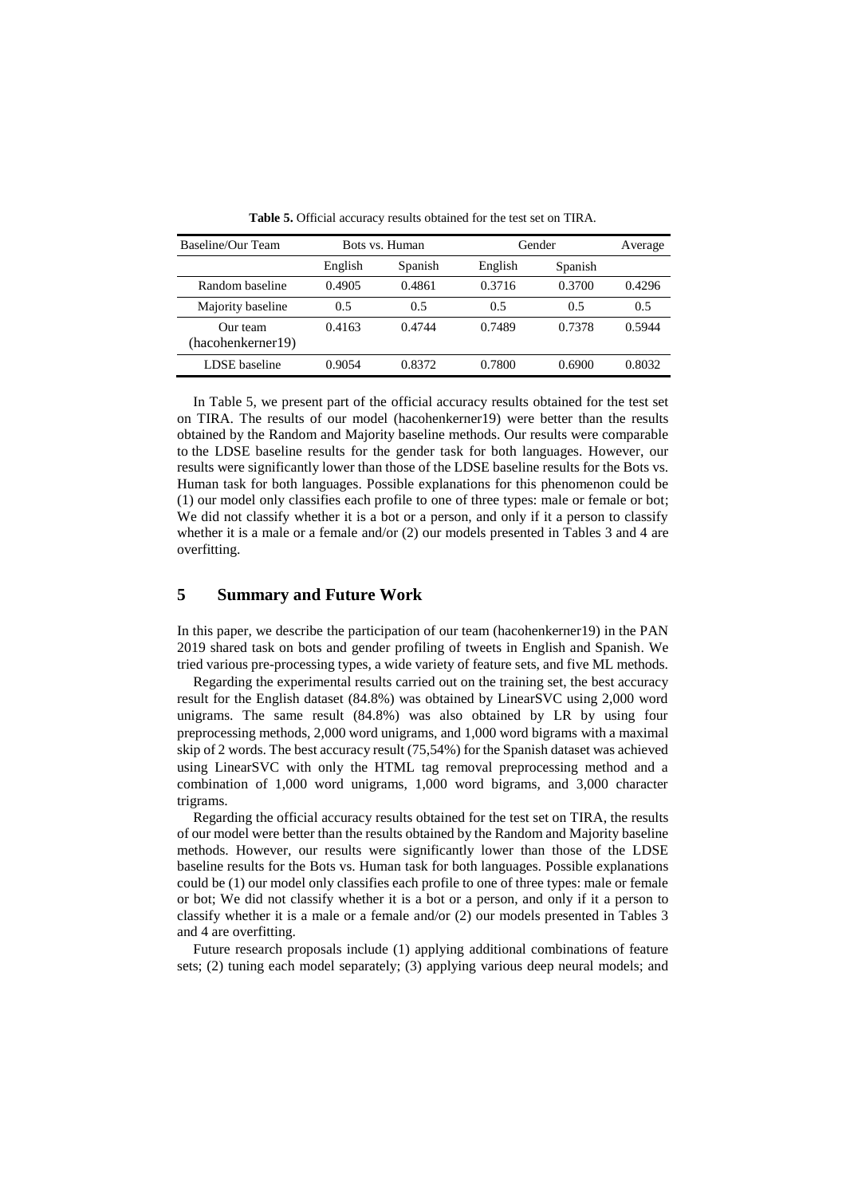**Table 5.** Official accuracy results obtained for the test set on TIRA.

| Baseline/Our Team | Bots vs. Human | | Gender | | Average |
|---|---|---|---|---|---|
| | English | Spanish | English | Spanish | |
| Random baseline | 0.4905 | 0.4861 | 0.3716 | 0.3700 | 0.4296 |
| Majority baseline | 0.5 | 0.5 | 0.5 | 0.5 | 0.5 |
| Our team (hacohenkerner19) | 0.4163 | 0.4744 | 0.7489 | 0.7378 | 0.5944 |
| LDSE baseline | 0.9054 | 0.8372 | 0.7800 | 0.6900 | 0.8032 |

In Table 5, we present part of the official accuracy results obtained for the test set on TIRA. The results of our model (hacohenkerner19) were better than the results obtained by the Random and Majority baseline methods. Our results were comparable to the LDSE baseline results for the gender task for both languages. However, our results were significantly lower than those of the LDSE baseline results for the Bots vs. Human task for both languages. Possible explanations for this phenomenon could be (1) our model only classifies each profile to one of three types: male or female or bot; We did not classify whether it is a bot or a person, and only if it a person to classify whether it is a male or a female and/or (2) our models presented in Tables 3 and 4 are overfitting.

## 5 Summary and Future Work

In this paper, we describe the participation of our team (hacohenkerner19) in the PAN 2019 shared task on bots and gender profiling of tweets in English and Spanish. We tried various pre-processing types, a wide variety of feature sets, and five ML methods.

Regarding the experimental results carried out on the training set, the best accuracy result for the English dataset (84.8%) was obtained by LinearSVC using 2,000 word unigrams. The same result (84.8%) was also obtained by LR by using four preprocessing methods, 2,000 word unigrams, and 1,000 word bigrams with a maximal skip of 2 words. The best accuracy result (75,54%) for the Spanish dataset was achieved using LinearSVC with only the HTML tag removal preprocessing method and a combination of 1,000 word unigrams, 1,000 word bigrams, and 3,000 character trigrams.

Regarding the official accuracy results obtained for the test set on TIRA, the results of our model were better than the results obtained by the Random and Majority baseline methods. However, our results were significantly lower than those of the LDSE baseline results for the Bots vs. Human task for both languages. Possible explanations could be (1) our model only classifies each profile to one of three types: male or female or bot; We did not classify whether it is a bot or a person, and only if it a person to classify whether it is a male or a female and/or (2) our models presented in Tables 3 and 4 are overfitting.

Future research proposals include (1) applying additional combinations of feature sets; (2) tuning each model separately; (3) applying various deep neural models; and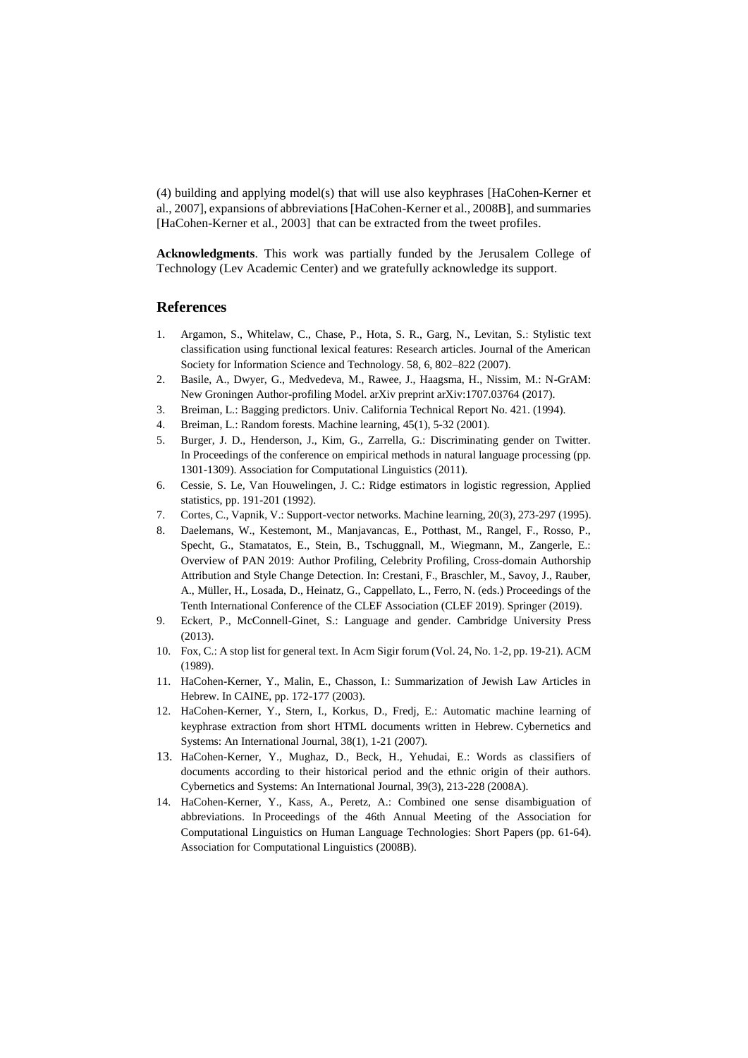(4) building and applying model(s) that will use also keyphrases [HaCohen-Kerner et al., 2007], expansions of abbreviations [HaCohen-Kerner et al., 2008B], and summaries [HaCohen-Kerner et al., 2003] that can be extracted from the tweet profiles.

**Acknowledgments**. This work was partially funded by the Jerusalem College of Technology (Lev Academic Center) and we gratefully acknowledge its support.

## References

1. Argamon, S., Whitelaw, C., Chase, P., Hota, S. R., Garg, N., Levitan, S.: Stylistic text classification using functional lexical features: Research articles. Journal of the American Society for Information Science and Technology. 58, 6, 802–822 (2007).
2. Basile, A., Dwyer, G., Medvedeva, M., Rawee, J., Haagsma, H., Nissim, M.: N-GrAM: New Groningen Author-profiling Model. arXiv preprint arXiv:1707.03764 (2017).
3. Breiman, L.: Bagging predictors. Univ. California Technical Report No. 421. (1994).
4. Breiman, L.: Random forests. Machine learning, 45(1), 5-32 (2001).
5. Burger, J. D., Henderson, J., Kim, G., Zarrella, G.: Discriminating gender on Twitter. In Proceedings of the conference on empirical methods in natural language processing (pp. 1301-1309). Association for Computational Linguistics (2011).
6. Cessie, S. Le, Van Houwelingen, J. C.: Ridge estimators in logistic regression, Applied statistics, pp. 191-201 (1992).
7. Cortes, C., Vapnik, V.: Support-vector networks. Machine learning, 20(3), 273-297 (1995).
8. Daelemans, W., Kestemont, M., Manjavancas, E., Potthast, M., Rangel, F., Rosso, P., Specht, G., Stamatatos, E., Stein, B., Tschuggnall, M., Wiegmann, M., Zangerle, E.: Overview of PAN 2019: Author Profiling, Celebrity Profiling, Cross-domain Authorship Attribution and Style Change Detection. In: Crestani, F., Braschler, M., Savoy, J., Rauber, A., Müller, H., Losada, D., Heinatz, G., Cappellato, L., Ferro, N. (eds.) Proceedings of the Tenth International Conference of the CLEF Association (CLEF 2019). Springer (2019).
9. Eckert, P., McConnell-Ginet, S.: Language and gender. Cambridge University Press (2013).
10. Fox, C.: A stop list for general text. In Acm Sigir forum (Vol. 24, No. 1-2, pp. 19-21). ACM (1989).
11. HaCohen-Kerner, Y., Malin, E., Chasson, I.: Summarization of Jewish Law Articles in Hebrew. In CAINE, pp. 172-177 (2003).
12. HaCohen-Kerner, Y., Stern, I., Korkus, D., Fredj, E.: Automatic machine learning of keyphrase extraction from short HTML documents written in Hebrew. Cybernetics and Systems: An International Journal, 38(1), 1-21 (2007).
13. HaCohen-Kerner, Y., Mughaz, D., Beck, H., Yehudai, E.: Words as classifiers of documents according to their historical period and the ethnic origin of their authors. Cybernetics and Systems: An International Journal, 39(3), 213-228 (2008A).
14. HaCohen-Kerner, Y., Kass, A., Peretz, A.: Combined one sense disambiguation of abbreviations. In Proceedings of the 46th Annual Meeting of the Association for Computational Linguistics on Human Language Technologies: Short Papers (pp. 61-64). Association for Computational Linguistics (2008B).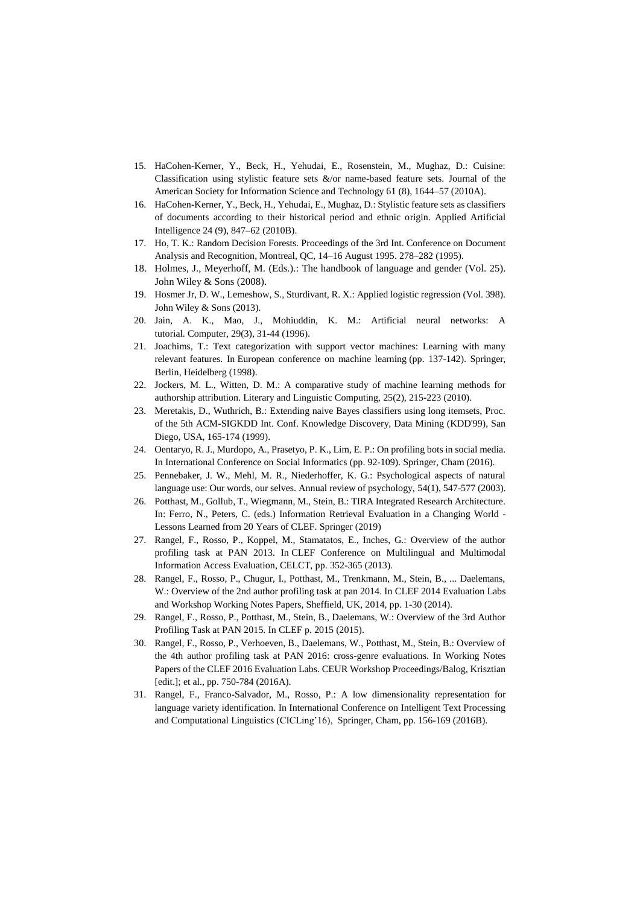15. HaCohen-Kerner, Y., Beck, H., Yehudai, E., Rosenstein, M., Mughaz, D.: Cuisine: Classification using stylistic feature sets &/or name-based feature sets. Journal of the American Society for Information Science and Technology 61 (8), 1644–57 (2010A).
16. HaCohen-Kerner, Y., Beck, H., Yehudai, E., Mughaz, D.: Stylistic feature sets as classifiers of documents according to their historical period and ethnic origin. Applied Artificial Intelligence 24 (9), 847–62 (2010B).
17. Ho, T. K.: Random Decision Forests. Proceedings of the 3rd Int. Conference on Document Analysis and Recognition, Montreal, QC, 14–16 August 1995. 278–282 (1995).
18. Holmes, J., Meyerhoff, M. (Eds.).: The handbook of language and gender (Vol. 25). John Wiley & Sons (2008).
19. Hosmer Jr, D. W., Lemeshow, S., Sturdivant, R. X.: Applied logistic regression (Vol. 398). John Wiley & Sons (2013).
20. Jain, A. K., Mao, J., Mohiuddin, K. M.: Artificial neural networks: A tutorial. Computer, 29(3), 31-44 (1996).
21. Joachims, T.: Text categorization with support vector machines: Learning with many relevant features. In European conference on machine learning (pp. 137-142). Springer, Berlin, Heidelberg (1998).
22. Jockers, M. L., Witten, D. M.: A comparative study of machine learning methods for authorship attribution. Literary and Linguistic Computing, 25(2), 215-223 (2010).
23. Meretakis, D., Wuthrich, B.: Extending naive Bayes classifiers using long itemsets, Proc. of the 5th ACM-SIGKDD Int. Conf. Knowledge Discovery, Data Mining (KDD'99), San Diego, USA, 165-174 (1999).
24. Oentaryo, R. J., Murdopo, A., Prasetyo, P. K., Lim, E. P.: On profiling bots in social media. In International Conference on Social Informatics (pp. 92-109). Springer, Cham (2016).
25. Pennebaker, J. W., Mehl, M. R., Niederhoffer, K. G.: Psychological aspects of natural language use: Our words, our selves. Annual review of psychology, 54(1), 547-577 (2003).
26. Potthast, M., Gollub, T., Wiegmann, M., Stein, B.: TIRA Integrated Research Architecture. In: Ferro, N., Peters, C. (eds.) Information Retrieval Evaluation in a Changing World - Lessons Learned from 20 Years of CLEF. Springer (2019)
27. Rangel, F., Rosso, P., Koppel, M., Stamatatos, E., Inches, G.: Overview of the author profiling task at PAN 2013. In CLEF Conference on Multilingual and Multimodal Information Access Evaluation, CELCT, pp. 352-365 (2013).
28. Rangel, F., Rosso, P., Chugur, I., Potthast, M., Trenkmann, M., Stein, B., ... Daelemans, W.: Overview of the 2nd author profiling task at pan 2014. In CLEF 2014 Evaluation Labs and Workshop Working Notes Papers, Sheffield, UK, 2014, pp. 1-30 (2014).
29. Rangel, F., Rosso, P., Potthast, M., Stein, B., Daelemans, W.: Overview of the 3rd Author Profiling Task at PAN 2015. In CLEF p. 2015 (2015).
30. Rangel, F., Rosso, P., Verhoeven, B., Daelemans, W., Potthast, M., Stein, B.: Overview of the 4th author profiling task at PAN 2016: cross-genre evaluations. In Working Notes Papers of the CLEF 2016 Evaluation Labs. CEUR Workshop Proceedings/Balog, Krisztian [edit.]; et al., pp. 750-784 (2016A).
31. Rangel, F., Franco-Salvador, M., Rosso, P.: A low dimensionality representation for language variety identification. In International Conference on Intelligent Text Processing and Computational Linguistics (CICLing'16), Springer, Cham, pp. 156-169 (2016B).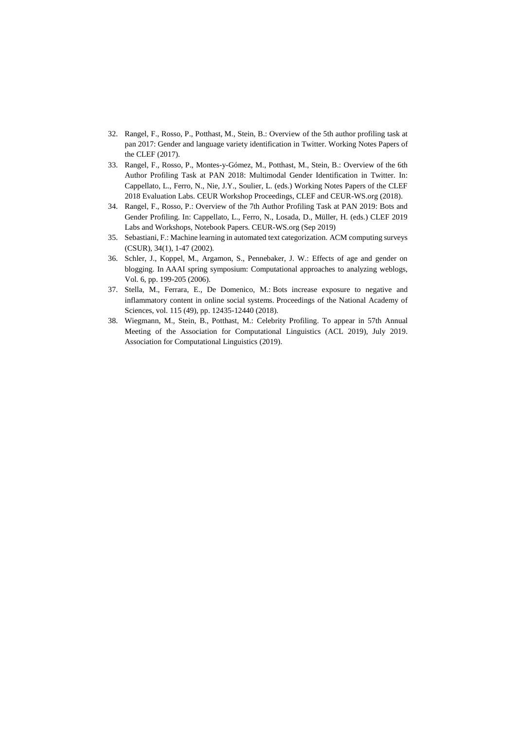32. Rangel, F., Rosso, P., Potthast, M., Stein, B.: Overview of the 5th author profiling task at pan 2017: Gender and language variety identification in Twitter. Working Notes Papers of the CLEF (2017).
33. Rangel, F., Rosso, P., Montes-y-Gómez, M., Potthast, M., Stein, B.: Overview of the 6th Author Profiling Task at PAN 2018: Multimodal Gender Identification in Twitter. In: Cappellato, L., Ferro, N., Nie, J.Y., Soulier, L. (eds.) Working Notes Papers of the CLEF 2018 Evaluation Labs. CEUR Workshop Proceedings, CLEF and CEUR-WS.org (2018).
34. Rangel, F., Rosso, P.: Overview of the 7th Author Profiling Task at PAN 2019: Bots and Gender Profiling. In: Cappellato, L., Ferro, N., Losada, D., Müller, H. (eds.) CLEF 2019 Labs and Workshops, Notebook Papers. CEUR-WS.org (Sep 2019)
35. Sebastiani, F.: Machine learning in automated text categorization. ACM computing surveys (CSUR), 34(1), 1-47 (2002).
36. Schler, J., Koppel, M., Argamon, S., Pennebaker, J. W.: Effects of age and gender on blogging. In AAAI spring symposium: Computational approaches to analyzing weblogs, Vol. 6, pp. 199-205 (2006).
37. Stella, M., Ferrara, E., De Domenico, M.: Bots increase exposure to negative and inflammatory content in online social systems. Proceedings of the National Academy of Sciences, vol. 115 (49), pp. 12435-12440 (2018).
38. Wiegmann, M., Stein, B., Potthast, M.: Celebrity Profiling. To appear in 57th Annual Meeting of the Association for Computational Linguistics (ACL 2019), July 2019. Association for Computational Linguistics (2019).